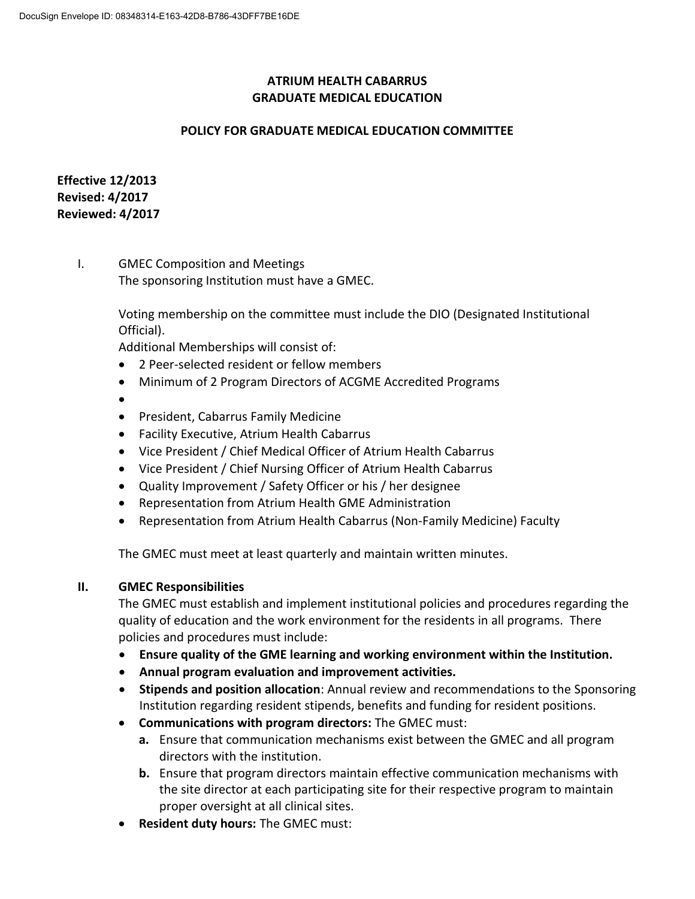DocuSign Envelope ID: 08348314-E163-42D8-B786-43DFF7BE16DE

# ATRIUM HEALTH CABARRUS
# GRADUATE MEDICAL EDUCATION

## POLICY FOR GRADUATE MEDICAL EDUCATION COMMITTEE

**Effective 12/2013**
**Revised: 4/2017**
**Reviewed: 4/2017**

I. GMEC Composition and Meetings

The sponsoring Institution must have a GMEC.

Voting membership on the committee must include the DIO (Designated Institutional Official).

Additional Memberships will consist of:

- 2 Peer-selected resident or fellow members
- Minimum of 2 Program Directors of ACGME Accredited Programs
- 
- President, Cabarrus Family Medicine
- Facility Executive, Atrium Health Cabarrus
- Vice President / Chief Medical Officer of Atrium Health Cabarrus
- Vice President / Chief Nursing Officer of Atrium Health Cabarrus
- Quality Improvement / Safety Officer or his / her designee
- Representation from Atrium Health GME Administration
- Representation from Atrium Health Cabarrus (Non-Family Medicine) Faculty

The GMEC must meet at least quarterly and maintain written minutes.

**II. GMEC Responsibilities**

The GMEC must establish and implement institutional policies and procedures regarding the quality of education and the work environment for the residents in all programs. There policies and procedures must include:

- **Ensure quality of the GME learning and working environment within the Institution.**
- **Annual program evaluation and improvement activities.**
- **Stipends and position allocation**: Annual review and recommendations to the Sponsoring Institution regarding resident stipends, benefits and funding for resident positions.
- **Communications with program directors:** The GMEC must:
  - **a.** Ensure that communication mechanisms exist between the GMEC and all program directors with the institution.
  - **b.** Ensure that program directors maintain effective communication mechanisms with the site director at each participating site for their respective program to maintain proper oversight at all clinical sites.
- **Resident duty hours:** The GMEC must: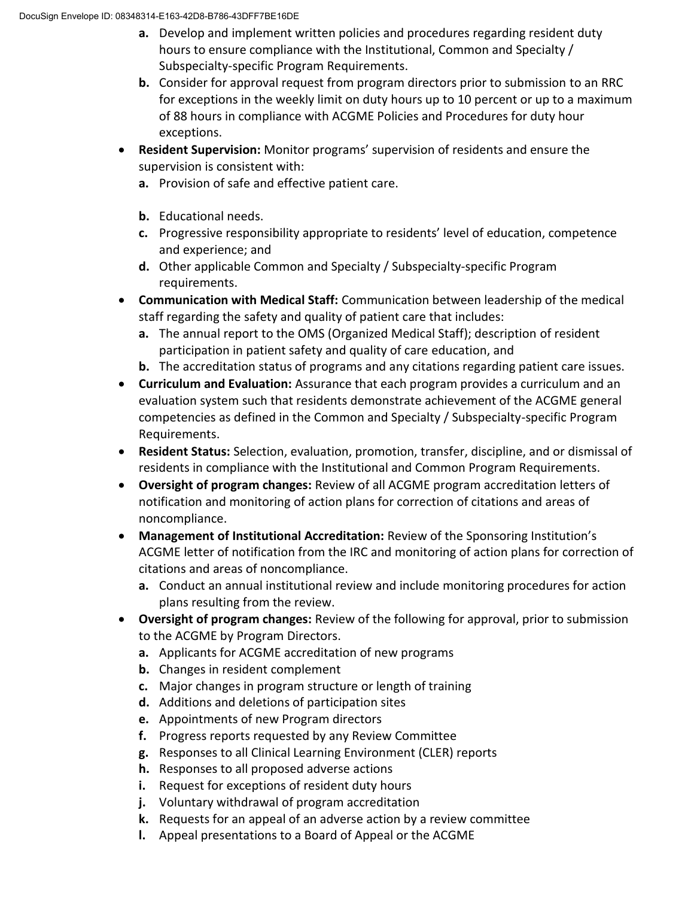a. Develop and implement written policies and procedures regarding resident duty hours to ensure compliance with the Institutional, Common and Specialty / Subspecialty-specific Program Requirements.
b. Consider for approval request from program directors prior to submission to an RRC for exceptions in the weekly limit on duty hours up to 10 percent or up to a maximum of 88 hours in compliance with ACGME Policies and Procedures for duty hour exceptions.

- **Resident Supervision:** Monitor programs' supervision of residents and ensure the supervision is consistent with:
  a. Provision of safe and effective patient care.
  b. Educational needs.
  c. Progressive responsibility appropriate to residents' level of education, competence and experience; and
  d. Other applicable Common and Specialty / Subspecialty-specific Program requirements.
- **Communication with Medical Staff:** Communication between leadership of the medical staff regarding the safety and quality of patient care that includes:
  a. The annual report to the OMS (Organized Medical Staff); description of resident participation in patient safety and quality of care education, and
  b. The accreditation status of programs and any citations regarding patient care issues.
- **Curriculum and Evaluation:** Assurance that each program provides a curriculum and an evaluation system such that residents demonstrate achievement of the ACGME general competencies as defined in the Common and Specialty / Subspecialty-specific Program Requirements.
- **Resident Status:** Selection, evaluation, promotion, transfer, discipline, and or dismissal of residents in compliance with the Institutional and Common Program Requirements.
- **Oversight of program changes:** Review of all ACGME program accreditation letters of notification and monitoring of action plans for correction of citations and areas of noncompliance.
- **Management of Institutional Accreditation:** Review of the Sponsoring Institution's ACGME letter of notification from the IRC and monitoring of action plans for correction of citations and areas of noncompliance.
  a. Conduct an annual institutional review and include monitoring procedures for action plans resulting from the review.
- **Oversight of program changes:** Review of the following for approval, prior to submission to the ACGME by Program Directors.
  a. Applicants for ACGME accreditation of new programs
  b. Changes in resident complement
  c. Major changes in program structure or length of training
  d. Additions and deletions of participation sites
  e. Appointments of new Program directors
  f. Progress reports requested by any Review Committee
  g. Responses to all Clinical Learning Environment (CLER) reports
  h. Responses to all proposed adverse actions
  i. Request for exceptions of resident duty hours
  j. Voluntary withdrawal of program accreditation
  k. Requests for an appeal of an adverse action by a review committee
  l. Appeal presentations to a Board of Appeal or the ACGME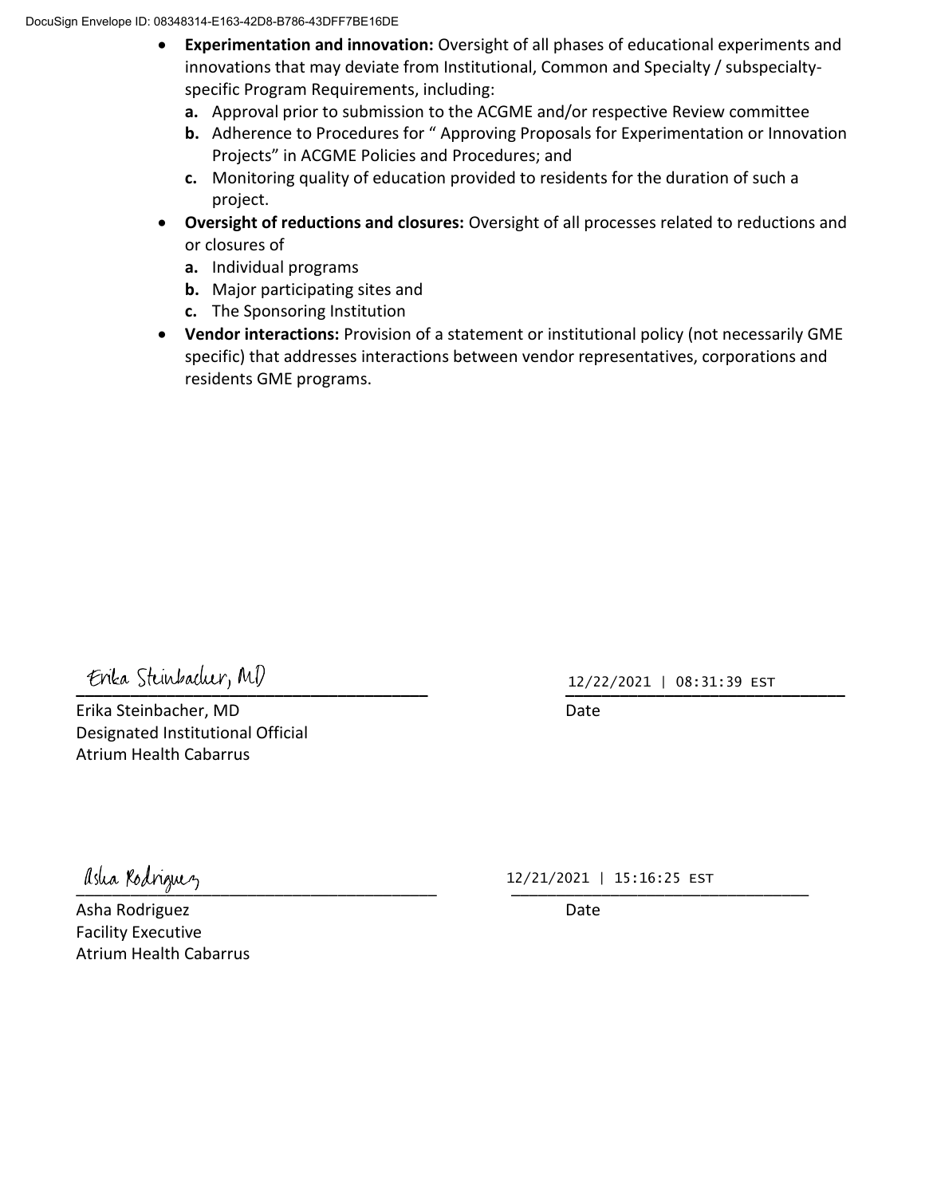- **Experimentation and innovation:** Oversight of all phases of educational experiments and innovations that may deviate from Institutional, Common and Specialty / subspecialty-specific Program Requirements, including:
  - **a.** Approval prior to submission to the ACGME and/or respective Review committee
  - **b.** Adherence to Procedures for " Approving Proposals for Experimentation or Innovation Projects" in ACGME Policies and Procedures; and
  - **c.** Monitoring quality of education provided to residents for the duration of such a project.
- **Oversight of reductions and closures:** Oversight of all processes related to reductions and or closures of
  - **a.** Individual programs
  - **b.** Major participating sites and
  - **c.** The Sponsoring Institution
- **Vendor interactions:** Provision of a statement or institutional policy (not necessarily GME specific) that addresses interactions between vendor representatives, corporations and residents GME programs.

Erika Steinbacher, MD
12/22/2021 | 08:31:39 EST

Erika Steinbacher, MD
Designated Institutional Official
Atrium Health Cabarrus

Date

Asha Rodriguez
12/21/2021 | 15:16:25 EST

Asha Rodriguez
Facility Executive
Atrium Health Cabarrus

Date